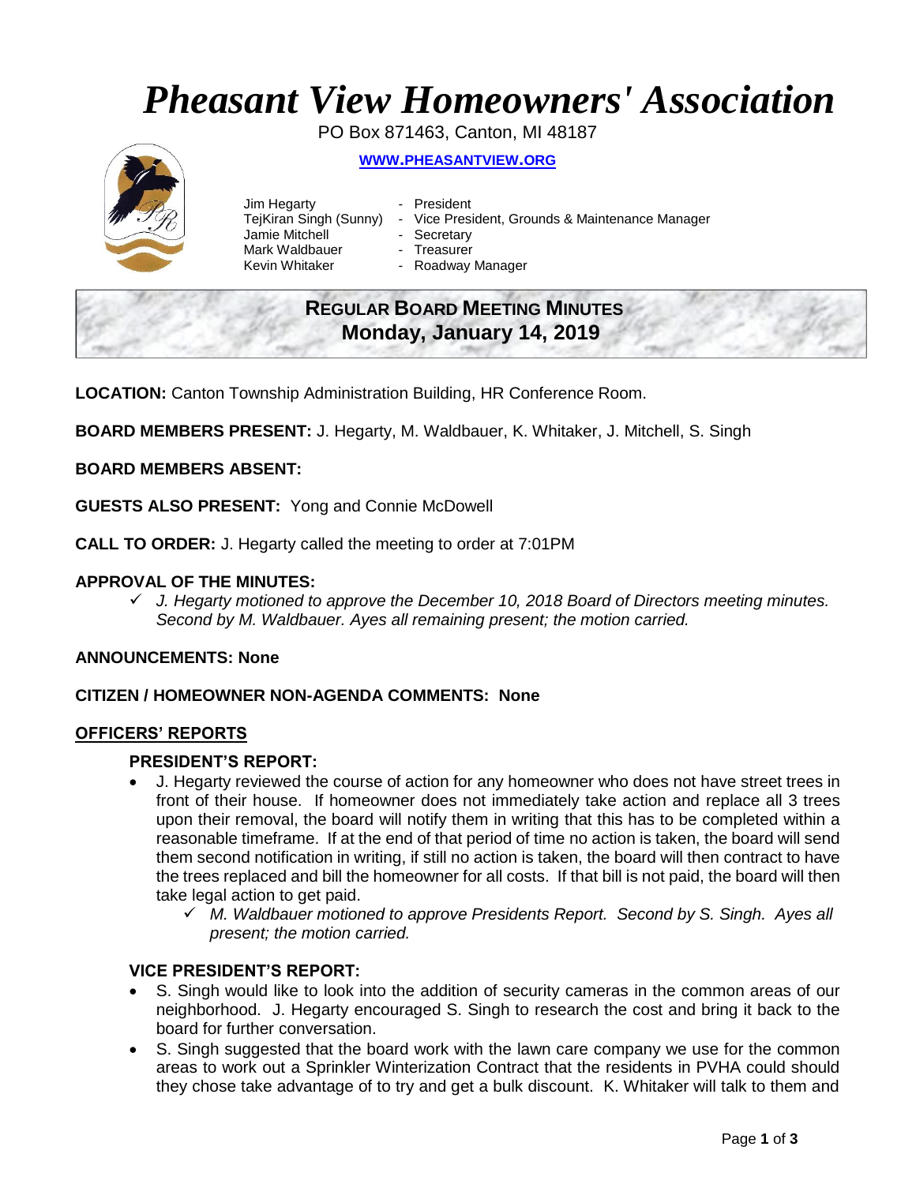# *Pheasant View Homeowners' Association*

PO Box 871463, Canton, MI 48187

**WWW.PHEASANTVIEW.ORG**

Jim Hegarty - President
TejKiran Singh (Sunny) - Vice President, Grounds & Maintenance Manager
Jamie Mitchell - Secretary
Mark Waldbauer - Treasurer
Kevin Whitaker - Roadway Manager

## REGULAR BOARD MEETING MINUTES
## Monday, January 14, 2019

**LOCATION:** Canton Township Administration Building, HR Conference Room.

**BOARD MEMBERS PRESENT:** J. Hegarty, M. Waldbauer, K. Whitaker, J. Mitchell, S. Singh

**BOARD MEMBERS ABSENT:**

**GUESTS ALSO PRESENT:** Yong and Connie McDowell

**CALL TO ORDER:** J. Hegarty called the meeting to order at 7:01PM

**APPROVAL OF THE MINUTES:**

- ✓ *J. Hegarty motioned to approve the December 10, 2018 Board of Directors meeting minutes. Second by M. Waldbauer. Ayes all remaining present; the motion carried.*

**ANNOUNCEMENTS: None**

**CITIZEN / HOMEOWNER NON-AGENDA COMMENTS: None**

**OFFICERS' REPORTS**

### PRESIDENT'S REPORT:

- J. Hegarty reviewed the course of action for any homeowner who does not have street trees in front of their house. If homeowner does not immediately take action and replace all 3 trees upon their removal, the board will notify them in writing that this has to be completed within a reasonable timeframe. If at the end of that period of time no action is taken, the board will send them second notification in writing, if still no action is taken, the board will then contract to have the trees replaced and bill the homeowner for all costs. If that bill is not paid, the board will then take legal action to get paid.
  - ✓ *M. Waldbauer motioned to approve Presidents Report. Second by S. Singh. Ayes all present; the motion carried.*

### VICE PRESIDENT'S REPORT:

- S. Singh would like to look into the addition of security cameras in the common areas of our neighborhood. J. Hegarty encouraged S. Singh to research the cost and bring it back to the board for further conversation.
- S. Singh suggested that the board work with the lawn care company we use for the common areas to work out a Sprinkler Winterization Contract that the residents in PVHA could should they chose take advantage of to try and get a bulk discount. K. Whitaker will talk to them and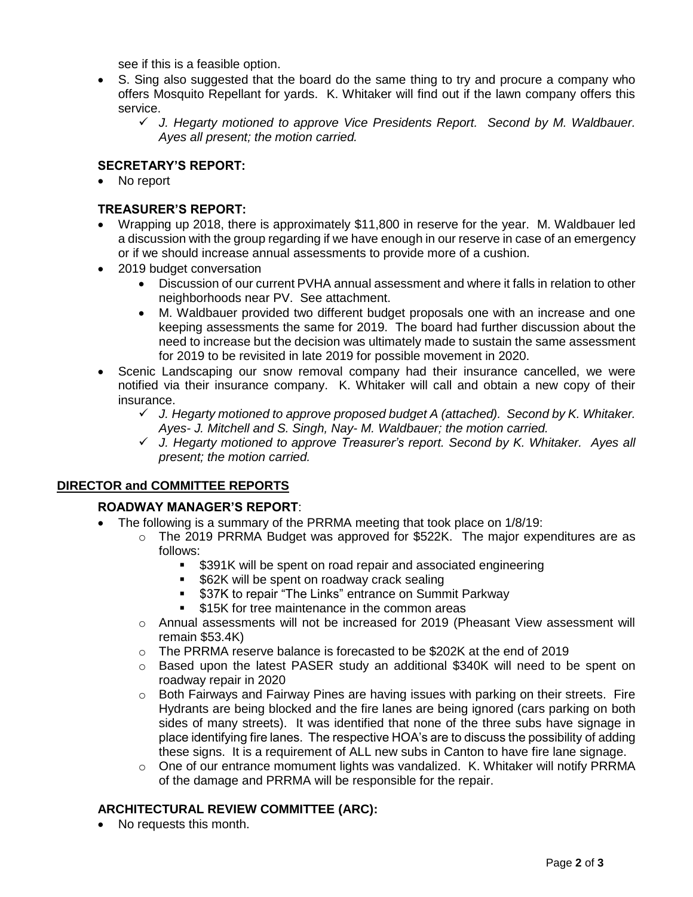see if this is a feasible option.

- S. Sing also suggested that the board do the same thing to try and procure a company who offers Mosquito Repellant for yards. K. Whitaker will find out if the lawn company offers this service.
  - ✓ *J. Hegarty motioned to approve Vice Presidents Report. Second by M. Waldbauer. Ayes all present; the motion carried.*

### SECRETARY'S REPORT:

- No report

### TREASURER'S REPORT:

- Wrapping up 2018, there is approximately $11,800 in reserve for the year. M. Waldbauer led a discussion with the group regarding if we have enough in our reserve in case of an emergency or if we should increase annual assessments to provide more of a cushion.
- 2019 budget conversation
  - Discussion of our current PVHA annual assessment and where it falls in relation to other neighborhoods near PV. See attachment.
  - M. Waldbauer provided two different budget proposals one with an increase and one keeping assessments the same for 2019. The board had further discussion about the need to increase but the decision was ultimately made to sustain the same assessment for 2019 to be revisited in late 2019 for possible movement in 2020.
- Scenic Landscaping our snow removal company had their insurance cancelled, we were notified via their insurance company. K. Whitaker will call and obtain a new copy of their insurance.
  - ✓ *J. Hegarty motioned to approve proposed budget A (attached). Second by K. Whitaker. Ayes- J. Mitchell and S. Singh, Nay- M. Waldbauer; the motion carried.*
  - ✓ *J. Hegarty motioned to approve Treasurer's report. Second by K. Whitaker. Ayes all present; the motion carried.*

## DIRECTOR and COMMITTEE REPORTS

### ROADWAY MANAGER'S REPORT:

- The following is a summary of the PRRMA meeting that took place on 1/8/19:
  - The 2019 PRRMA Budget was approved for $522K. The major expenditures are as follows:
    - $391K will be spent on road repair and associated engineering
    - $62K will be spent on roadway crack sealing
    - $37K to repair "The Links" entrance on Summit Parkway
    - $15K for tree maintenance in the common areas
  - Annual assessments will not be increased for 2019 (Pheasant View assessment will remain $53.4K)
  - The PRRMA reserve balance is forecasted to be $202K at the end of 2019
  - Based upon the latest PASER study an additional $340K will need to be spent on roadway repair in 2020
  - Both Fairways and Fairway Pines are having issues with parking on their streets. Fire Hydrants are being blocked and the fire lanes are being ignored (cars parking on both sides of many streets). It was identified that none of the three subs have signage in place identifying fire lanes. The respective HOA's are to discuss the possibility of adding these signs. It is a requirement of ALL new subs in Canton to have fire lane signage.
  - One of our entrance momument lights was vandalized. K. Whitaker will notify PRRMA of the damage and PRRMA will be responsible for the repair.

### ARCHITECTURAL REVIEW COMMITTEE (ARC):

- No requests this month.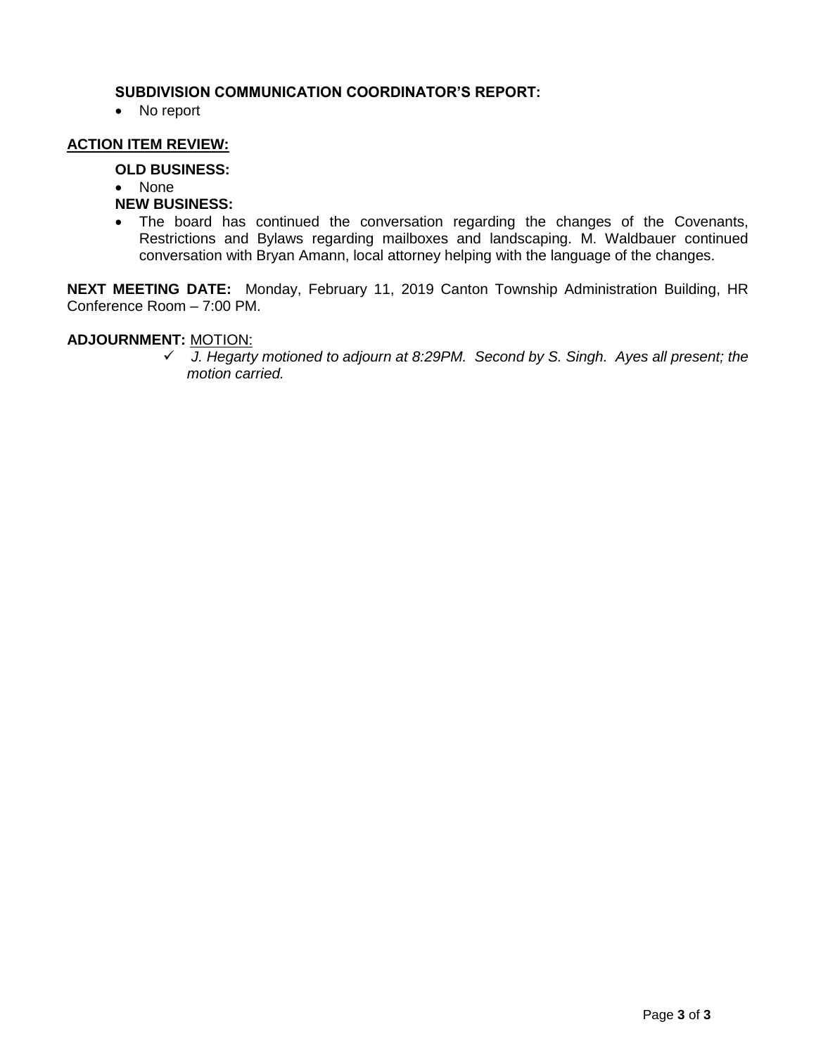**SUBDIVISION COMMUNICATION COORDINATOR'S REPORT:**

- No report

## ACTION ITEM REVIEW:

**OLD BUSINESS:**

- None

**NEW BUSINESS:**

- The board has continued the conversation regarding the changes of the Covenants, Restrictions and Bylaws regarding mailboxes and landscaping. M. Waldbauer continued conversation with Bryan Amann, local attorney helping with the language of the changes.

**NEXT MEETING DATE:** Monday, February 11, 2019 Canton Township Administration Building, HR Conference Room – 7:00 PM.

**ADJOURNMENT:** MOTION:

- ✓ *J. Hegarty motioned to adjourn at 8:29PM. Second by S. Singh. Ayes all present; the motion carried.*